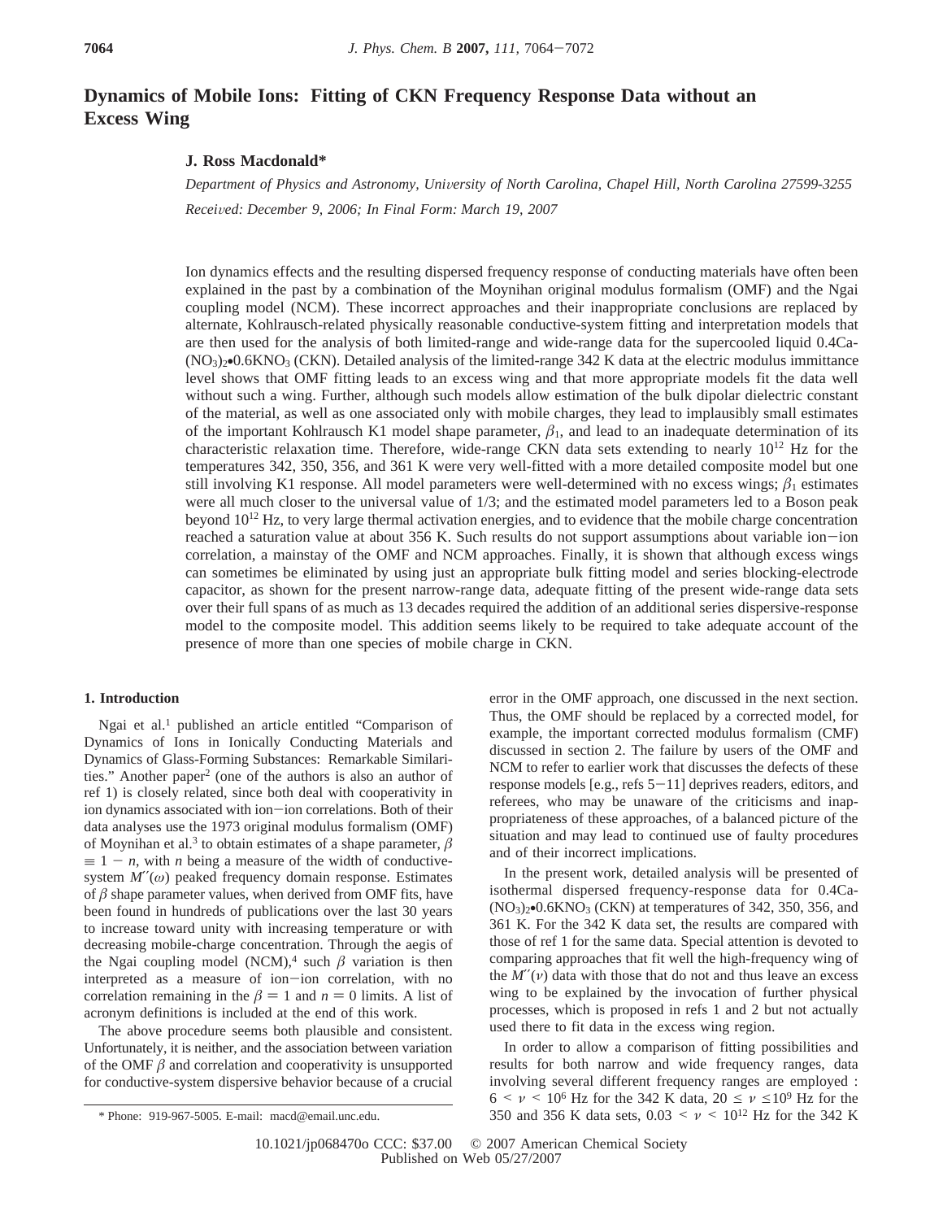# Dynamics of Mobile Ions: Fitting of CKN Frequency Response Data without an Excess Wing

**J. Ross Macdonald***

*Department of Physics and Astronomy, University of North Carolina, Chapel Hill, North Carolina 27599-3255*

*Received: December 9, 2006; In Final Form: March 19, 2007*

Ion dynamics effects and the resulting dispersed frequency response of conducting materials have often been explained in the past by a combination of the Moynihan original modulus formalism (OMF) and the Ngai coupling model (NCM). These incorrect approaches and their inappropriate conclusions are replaced by alternate, Kohlrausch-related physically reasonable conductive-system fitting and interpretation models that are then used for the analysis of both limited-range and wide-range data for the supercooled liquid 0.4Ca-$(NO_3)_2$•0.6$KNO_3$ (CKN). Detailed analysis of the limited-range 342 K data at the electric modulus immittance level shows that OMF fitting leads to an excess wing and that more appropriate models fit the data well without such a wing. Further, although such models allow estimation of the bulk dipolar dielectric constant of the material, as well as one associated only with mobile charges, they lead to implausibly small estimates of the important Kohlrausch K1 model shape parameter, $\beta_1$, and lead to an inadequate determination of its characteristic relaxation time. Therefore, wide-range CKN data sets extending to nearly $10^{12}$ Hz for the temperatures 342, 350, 356, and 361 K were very well-fitted with a more detailed composite model but one still involving K1 response. All model parameters were well-determined with no excess wings; $\beta_1$ estimates were all much closer to the universal value of 1/3; and the estimated model parameters led to a Boson peak beyond $10^{12}$ Hz, to very large thermal activation energies, and to evidence that the mobile charge concentration reached a saturation value at about 356 K. Such results do not support assumptions about variable ion−ion correlation, a mainstay of the OMF and NCM approaches. Finally, it is shown that although excess wings can sometimes be eliminated by using just an appropriate bulk fitting model and series blocking-electrode capacitor, as shown for the present narrow-range data, adequate fitting of the present wide-range data sets over their full spans of as much as 13 decades required the addition of an additional series dispersive-response model to the composite model. This addition seems likely to be required to take adequate account of the presence of more than one species of mobile charge in CKN.

## 1. Introduction

Ngai et al.[1] published an article entitled "Comparison of Dynamics of Ions in Ionically Conducting Materials and Dynamics of Glass-Forming Substances: Remarkable Similarities." Another paper[2] (one of the authors is also an author of ref 1) is closely related, since both deal with cooperativity in ion dynamics associated with ion−ion correlations. Both of their data analyses use the 1973 original modulus formalism (OMF) of Moynihan et al.[3] to obtain estimates of a shape parameter, $\beta \equiv 1 - n$, with $n$ being a measure of the width of conductive-system $M''(\omega)$ peaked frequency domain response. Estimates of $\beta$ shape parameter values, when derived from OMF fits, have been found in hundreds of publications over the last 30 years to increase toward unity with increasing temperature or with decreasing mobile-charge concentration. Through the aegis of the Ngai coupling model (NCM),[4] such $\beta$ variation is then interpreted as a measure of ion−ion correlation, with no correlation remaining in the $\beta = 1$ and $n = 0$ limits. A list of acronym definitions is included at the end of this work.

The above procedure seems both plausible and consistent. Unfortunately, it is neither, and the association between variation of the OMF $\beta$ and correlation and cooperativity is unsupported for conductive-system dispersive behavior because of a crucial error in the OMF approach, one discussed in the next section. Thus, the OMF should be replaced by a corrected model, for example, the important corrected modulus formalism (CMF) discussed in section 2. The failure by users of the OMF and NCM to refer to earlier work that discusses the defects of these response models [e.g., refs 5−11] deprives readers, editors, and referees, who may be unaware of the criticisms and inappropriateness of these approaches, of a balanced picture of the situation and may lead to continued use of faulty procedures and of their incorrect implications.

In the present work, detailed analysis will be presented of isothermal dispersed frequency-response data for 0.4Ca-$(NO_3)_2$•0.6$KNO_3$ (CKN) at temperatures of 342, 350, 356, and 361 K. For the 342 K data set, the results are compared with those of ref 1 for the same data. Special attention is devoted to comparing approaches that fit well the high-frequency wing of the $M''(\nu)$ data with those that do not and thus leave an excess wing to be explained by the invocation of further physical processes, which is proposed in refs 1 and 2 but not actually used there to fit data in the excess wing region.

In order to allow a comparison of fitting possibilities and results for both narrow and wide frequency ranges, data involving several different frequency ranges are employed : $6 < \nu < 10^6$ Hz for the 342 K data, $20 \leq \nu \leq 10^9$ Hz for the 350 and 356 K data sets, $0.03 < \nu < 10^{12}$ Hz for the 342 K

* Phone: 919-967-5005. E-mail: macd@email.unc.edu.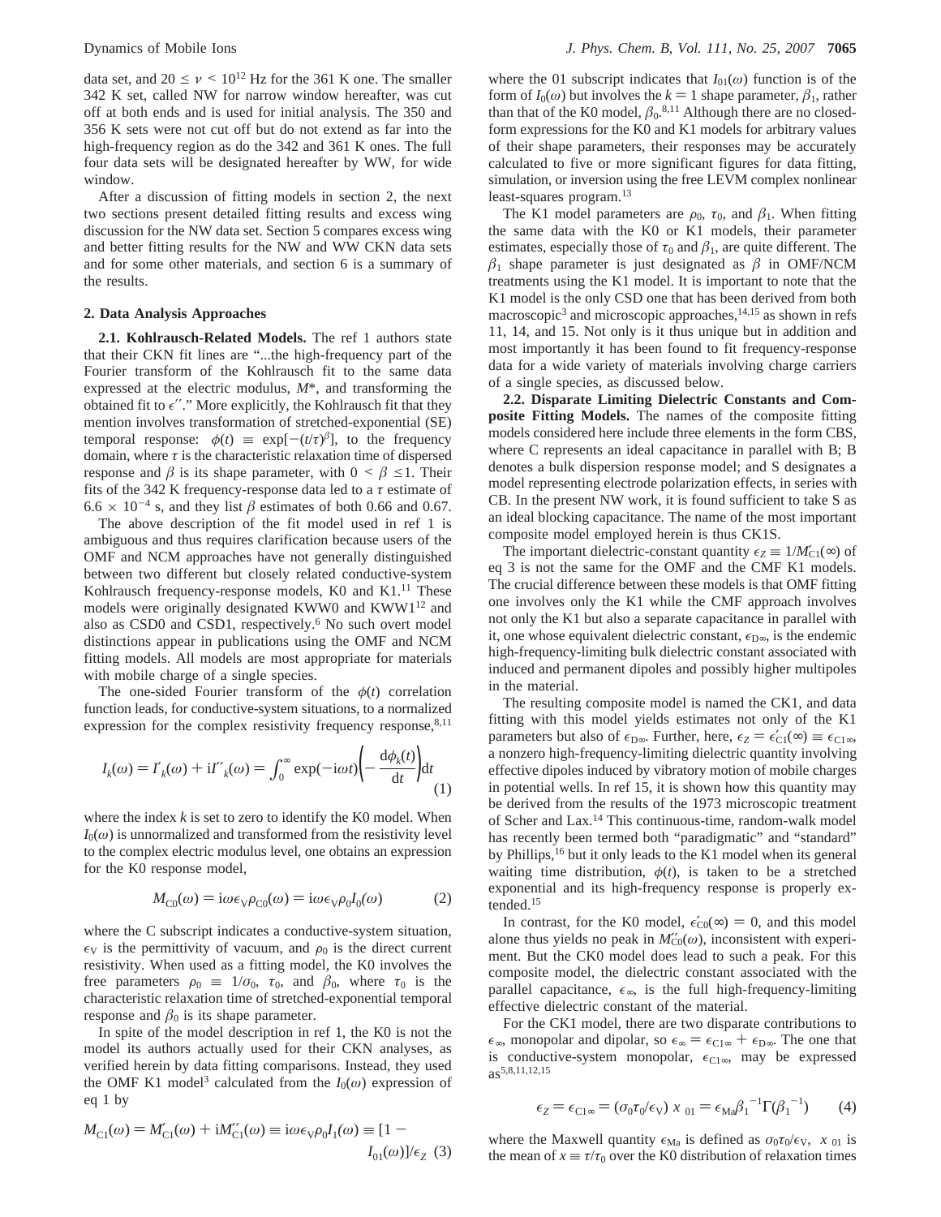data set, and $20 \leq \nu < 10^{12}$ Hz for the 361 K one. The smaller 342 K set, called NW for narrow window hereafter, was cut off at both ends and is used for initial analysis. The 350 and 356 K sets were not cut off but do not extend as far into the high-frequency region as do the 342 and 361 K ones. The full four data sets will be designated hereafter by WW, for wide window.

After a discussion of fitting models in section 2, the next two sections present detailed fitting results and excess wing discussion for the NW data set. Section 5 compares excess wing and better fitting results for the NW and WW CKN data sets and for some other materials, and section 6 is a summary of the results.

## 2. Data Analysis Approaches

**2.1. Kohlrausch-Related Models.** The ref 1 authors state that their CKN fit lines are "...the high-frequency part of the Fourier transform of the Kohlrausch fit to the same data expressed at the electric modulus, $M^*$, and transforming the obtained fit to $\epsilon''$." More explicitly, the Kohlrausch fit that they mention involves transformation of stretched-exponential (SE) temporal response: $\phi(t) \equiv \exp[-(t/\tau)^{\beta}]$, to the frequency domain, where $\tau$ is the characteristic relaxation time of dispersed response and $\beta$ is its shape parameter, with $0 < \beta \leq 1$. Their fits of the 342 K frequency-response data led to a $\tau$ estimate of $6.6 \times 10^{-4}$ s, and they list $\beta$ estimates of both 0.66 and 0.67.

The above description of the fit model used in ref 1 is ambiguous and thus requires clarification because users of the OMF and NCM approaches have not generally distinguished between two different but closely related conductive-system Kohlrausch frequency-response models, K0 and K1.[11] These models were originally designated KWW0 and KWW1[12] and also as CSD0 and CSD1, respectively.[6] No such overt model distinctions appear in publications using the OMF and NCM fitting models. All models are most appropriate for materials with mobile charge of a single species.

The one-sided Fourier transform of the $\phi(t)$ correlation function leads, for conductive-system situations, to a normalized expression for the complex resistivity frequency response,[8,11]

$$I_k(\omega) = I'_k(\omega) + iI''_k(\omega) = \int_0^{\infty} \exp(-i\omega t)\left(-\frac{d\phi_k(t)}{dt}\right)dt \quad (1)$$

where the index $k$ is set to zero to identify the K0 model. When $I_0(\omega)$ is unnormalized and transformed from the resistivity level to the complex electric modulus level, one obtains an expression for the K0 response model,

$$M_{C0}(\omega) = i\omega\epsilon_V\rho_{C0}(\omega) = i\omega\epsilon_V\rho_0 I_0(\omega) \quad (2)$$

where the C subscript indicates a conductive-system situation, $\epsilon_V$ is the permittivity of vacuum, and $\rho_0$ is the direct current resistivity. When used as a fitting model, the K0 involves the free parameters $\rho_0 \equiv 1/\sigma_0$, $\tau_0$, and $\beta_0$, where $\tau_0$ is the characteristic relaxation time of stretched-exponential temporal response and $\beta_0$ is its shape parameter.

In spite of the model description in ref 1, the K0 is not the model its authors actually used for their CKN analyses, as verified herein by data fitting comparisons. Instead, they used the OMF K1 model[3] calculated from the $I_0(\omega)$ expression of eq 1 by

$$M_{C1}(\omega) = M'_{C1}(\omega) + iM''_{C1}(\omega) \equiv i\omega\epsilon_V\rho_0 I_1(\omega) \equiv [1 - I_{01}(\omega)]/\epsilon_Z \quad (3)$$

where the 01 subscript indicates that $I_{01}(\omega)$ function is of the form of $I_0(\omega)$ but involves the $k = 1$ shape parameter, $\beta_1$, rather than that of the K0 model, $\beta_0$.[8,11] Although there are no closed-form expressions for the K0 and K1 models for arbitrary values of their shape parameters, their responses may be accurately calculated to five or more significant figures for data fitting, simulation, or inversion using the free LEVM complex nonlinear least-squares program.[13]

The K1 model parameters are $\rho_0$, $\tau_0$, and $\beta_1$. When fitting the same data with the K0 or K1 models, their parameter estimates, especially those of $\tau_0$ and $\beta_1$, are quite different. The $\beta_1$ shape parameter is just designated as $\beta$ in OMF/NCM treatments using the K1 model. It is important to note that the K1 model is the only CSD one that has been derived from both macroscopic[3] and microscopic approaches,[14,15] as shown in refs 11, 14, and 15. Not only is it thus unique but in addition and most importantly it has been found to fit frequency-response data for a wide variety of materials involving charge carriers of a single species, as discussed below.

**2.2. Disparate Limiting Dielectric Constants and Composite Fitting Models.** The names of the composite fitting models considered here include three elements in the form CBS, where C represents an ideal capacitance in parallel with B; B denotes a bulk dispersion response model; and S designates a model representing electrode polarization effects, in series with CB. In the present NW work, it is found sufficient to take S as an ideal blocking capacitance. The name of the most important composite model employed herein is thus CK1S.

The important dielectric-constant quantity $\epsilon_Z \equiv 1/M'_{C1}(\infty)$ of eq 3 is not the same for the OMF and the CMF K1 models. The crucial difference between these models is that OMF fitting one involves only the K1 while the CMF approach involves not only the K1 but also a separate capacitance in parallel with it, one whose equivalent dielectric constant, $\epsilon_{D\infty}$, is the endemic high-frequency-limiting bulk dielectric constant associated with induced and permanent dipoles and possibly higher multipoles in the material.

The resulting composite model is named the CK1, and data fitting with this model yields estimates not only of the K1 parameters but also of $\epsilon_{D\infty}$. Further, here, $\epsilon_Z = \epsilon'_{C1}(\infty) \equiv \epsilon_{C1\infty}$, a nonzero high-frequency-limiting dielectric quantity involving effective dipoles induced by vibratory motion of mobile charges in potential wells. In ref 15, it is shown how this quantity may be derived from the results of the 1973 microscopic treatment of Scher and Lax.[14] This continuous-time, random-walk model has recently been termed both "paradigmatic" and "standard" by Phillips,[16] but it only leads to the K1 model when its general waiting time distribution, $\phi(t)$, is taken to be a stretched exponential and its high-frequency response is properly extended.[15]

In contrast, for the K0 model, $\epsilon'_{C0}(\infty) = 0$, and this model alone thus yields no peak in $M''_{C0}(\omega)$, inconsistent with experiment. But the CK0 model does lead to such a peak. For this composite model, the dielectric constant associated with the parallel capacitance, $\epsilon_\infty$, is the full high-frequency-limiting effective dielectric constant of the material.

For the CK1 model, there are two disparate contributions to $\epsilon_\infty$, monopolar and dipolar, so $\epsilon_\infty = \epsilon_{C1\infty} + \epsilon_{D\infty}$. The one that is conductive-system monopolar, $\epsilon_{C1\infty}$, may be expressed as[5,8,11,12,15]

$$\epsilon_Z = \epsilon_{C1\infty} = (\sigma_0\tau_0/\epsilon_V)\langle x\rangle_{01} = \epsilon_{Ma}\beta_1^{-1}\Gamma(\beta_1^{-1}) \quad (4)$$

where the Maxwell quantity $\epsilon_{Ma}$ is defined as $\sigma_0\tau_0/\epsilon_V$, $\langle x\rangle_{01}$ is the mean of $x \equiv \tau/\tau_0$ over the K0 distribution of relaxation times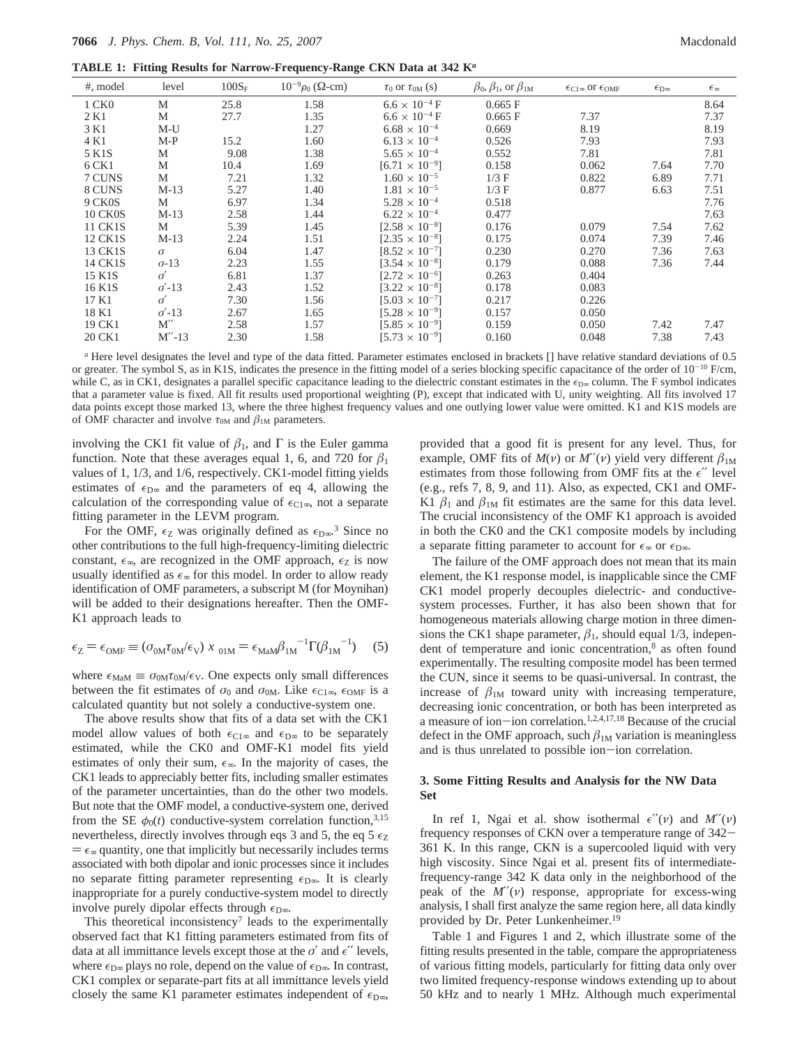**TABLE 1: Fitting Results for Narrow-Frequency-Range CKN Data at 342 K**[a]

| #, model | level | $100S_F$ | $10^{-9}\rho_0$ ($\Omega$-cm) | $\tau_0$ or $\tau_{0M}$ (s) | $\beta_0$, $\beta_1$, or $\beta_{1M}$ | $\epsilon_{C1\infty}$ or $\epsilon_{OMF}$ | $\epsilon_{D\infty}$ | $\epsilon_\infty$ |
|---|---|---|---|---|---|---|---|---|
| 1 CK0 | M | 25.8 | 1.58 | $6.6 \times 10^{-4}$ F | 0.665 F | | | 8.64 |
| 2 K1 | M | 27.7 | 1.35 | $6.6 \times 10^{-4}$ F | 0.665 F | 7.37 | | 7.37 |
| 3 K1 | M-U | | 1.27 | $6.68 \times 10^{-4}$ | 0.669 | 8.19 | | 8.19 |
| 4 K1 | M-P | 15.2 | 1.60 | $6.13 \times 10^{-4}$ | 0.526 | 7.93 | | 7.93 |
| 5 K1S | M | 9.08 | 1.38 | $5.65 \times 10^{-4}$ | 0.552 | 7.81 | | 7.81 |
| 6 CK1 | M | 10.4 | 1.69 | $[6.71 \times 10^{-9}]$ | 0.158 | 0.062 | 7.64 | 7.70 |
| 7 CUNS | M | 7.21 | 1.32 | $1.60 \times 10^{-5}$ | 1/3 F | 0.822 | 6.89 | 7.71 |
| 8 CUNS | M-13 | 5.27 | 1.40 | $1.81 \times 10^{-5}$ | 1/3 F | 0.877 | 6.63 | 7.51 |
| 9 CK0S | M | 6.97 | 1.34 | $5.28 \times 10^{-4}$ | 0.518 | | | 7.76 |
| 10 CK0S | M-13 | 2.58 | 1.44 | $6.22 \times 10^{-4}$ | 0.477 | | | 7.63 |
| 11 CK1S | M | 5.39 | 1.45 | $[2.58 \times 10^{-8}]$ | 0.176 | 0.079 | 7.54 | 7.62 |
| 12 CK1S | M-13 | 2.24 | 1.51 | $[2.35 \times 10^{-8}]$ | 0.175 | 0.074 | 7.39 | 7.46 |
| 13 CK1S | $\sigma$ | 6.04 | 1.47 | $[8.52 \times 10^{-7}]$ | 0.230 | 0.270 | 7.36 | 7.63 |
| 14 CK1S | $\sigma$-13 | 2.23 | 1.55 | $[3.54 \times 10^{-8}]$ | 0.179 | 0.088 | 7.36 | 7.44 |
| 15 K1S | $\sigma'$ | 6.81 | 1.37 | $[2.72 \times 10^{-6}]$ | 0.263 | 0.404 | | |
| 16 K1S | $\sigma'$-13 | 2.43 | 1.52 | $[3.22 \times 10^{-8}]$ | 0.178 | 0.083 | | |
| 17 K1 | $\sigma'$ | 7.30 | 1.56 | $[5.03 \times 10^{-7}]$ | 0.217 | 0.226 | | |
| 18 K1 | $\sigma'$-13 | 2.67 | 1.65 | $[5.28 \times 10^{-9}]$ | 0.157 | 0.050 | | |
| 19 CK1 | M$''$ | 2.58 | 1.57 | $[5.85 \times 10^{-9}]$ | 0.159 | 0.050 | 7.42 | 7.47 |
| 20 CK1 | M$''$-13 | 2.30 | 1.58 | $[5.73 \times 10^{-9}]$ | 0.160 | 0.048 | 7.38 | 7.43 |

[a] Here level designates the level and type of the data fitted. Parameter estimates enclosed in brackets [] have relative standard deviations of 0.5 or greater. The symbol S, as in K1S, indicates the presence in the fitting model of a series blocking specific capacitance of the order of $10^{-10}$ F/cm, while C, as in CK1, designates a parallel specific capacitance leading to the dielectric constant estimates in the $\epsilon_{D\infty}$ column. The F symbol indicates that a parameter value is fixed. All fit results used proportional weighting (P), except that indicated with U, unity weighting. All fits involved 17 data points except those marked 13, where the three highest frequency values and one outlying lower value were omitted. K1 and K1S models are of OMF character and involve $\tau_{0M}$ and $\beta_{1M}$ parameters.

involving the CK1 fit value of $\beta_1$, and $\Gamma$ is the Euler gamma function. Note that these averages equal 1, 6, and 720 for $\beta_1$ values of 1, 1/3, and 1/6, respectively. CK1-model fitting yields estimates of $\epsilon_{D\infty}$ and the parameters of eq 4, allowing the calculation of the corresponding value of $\epsilon_{C1\infty}$, not a separate fitting parameter in the LEVM program.

For the OMF, $\epsilon_Z$ was originally defined as $\epsilon_{D\infty}$.[3] Since no other contributions to the full high-frequency-limiting dielectric constant, $\epsilon_\infty$, are recognized in the OMF approach, $\epsilon_Z$ is now usually identified as $\epsilon_\infty$ for this model. In order to allow ready identification of OMF parameters, a subscript M (for Moynihan) will be added to their designations hereafter. Then the OMF-K1 approach leads to

$$\epsilon_Z = \epsilon_{OMF} \equiv (\sigma_{0M}\tau_{0M}/\epsilon_V)\ x_{01M} = \epsilon_{MaM}\beta_{1M}^{-1}\Gamma(\beta_{1M}^{-1}) \quad (5)$$

where $\epsilon_{MaM} \equiv \sigma_{0M}\tau_{0M}/\epsilon_V$. One expects only small differences between the fit estimates of $\sigma_0$ and $\sigma_{0M}$. Like $\epsilon_{C1\infty}$, $\epsilon_{OMF}$ is a calculated quantity but not solely a conductive-system one.

The above results show that fits of a data set with the CK1 model allow values of both $\epsilon_{C1\infty}$ and $\epsilon_{D\infty}$ to be separately estimated, while the CK0 and OMF-K1 model fits yield estimates of only their sum, $\epsilon_\infty$. In the majority of cases, the CK1 leads to appreciably better fits, including smaller estimates of the parameter uncertainties, than do the other two models. But note that the OMF model, a conductive-system one, derived from the SE $\phi_0(t)$ conductive-system correlation function,[3,15] nevertheless, directly involves through eqs 3 and 5, the eq 5 $\epsilon_Z = \epsilon_\infty$ quantity, one that implicitly but necessarily includes terms associated with both dipolar and ionic processes since it includes no separate fitting parameter representing $\epsilon_{D\infty}$. It is clearly inappropriate for a purely conductive-system model to directly involve purely dipolar effects through $\epsilon_{D\infty}$.

This theoretical inconsistency[7] leads to the experimentally observed fact that K1 fitting parameters estimated from fits of data at all immittance levels except those at the $\sigma'$ and $\epsilon''$ levels, where $\epsilon_{D\infty}$ plays no role, depend on the value of $\epsilon_{D\infty}$. In contrast, CK1 complex or separate-part fits at all immittance levels yield closely the same K1 parameter estimates independent of $\epsilon_{D\infty}$, provided that a good fit is present for any level. Thus, for example, OMF fits of $M(\nu)$ or $M''(\nu)$ yield very different $\beta_{1M}$ estimates from those following from OMF fits at the $\epsilon''$ level (e.g., refs 7, 8, 9, and 11). Also, as expected, CK1 and OMF-K1 $\beta_1$ and $\beta_{1M}$ fit estimates are the same for this data level. The crucial inconsistency of the OMF K1 approach is avoided in both the CK0 and the CK1 composite models by including a separate fitting parameter to account for $\epsilon_\infty$ or $\epsilon_{D\infty}$.

The failure of the OMF approach does not mean that its main element, the K1 response model, is inapplicable since the CMF CK1 model properly decouples dielectric- and conductive-system processes. Further, it has also been shown that for homogeneous materials allowing charge motion in three dimensions the CK1 shape parameter, $\beta_1$, should equal 1/3, independent of temperature and ionic concentration,[8] as often found experimentally. The resulting composite model has been termed the CUN, since it seems to be quasi-universal. In contrast, the increase of $\beta_{1M}$ toward unity with increasing temperature, decreasing ionic concentration, or both has been interpreted as a measure of ion–ion correlation.[1,2,4,17,18] Because of the crucial defect in the OMF approach, such $\beta_{1M}$ variation is meaningless and is thus unrelated to possible ion–ion correlation.

## 3. Some Fitting Results and Analysis for the NW Data Set

In ref 1, Ngai et al. show isothermal $\epsilon''(\nu)$ and $M''(\nu)$ frequency responses of CKN over a temperature range of 342–361 K. In this range, CKN is a supercooled liquid with very high viscosity. Since Ngai et al. present fits of intermediate-frequency-range 342 K data only in the neighborhood of the peak of the $M''(\nu)$ response, appropriate for excess-wing analysis, I shall first analyze the same region here, all data kindly provided by Dr. Peter Lunkenheimer.[19]

Table 1 and Figures 1 and 2, which illustrate some of the fitting results presented in the table, compare the appropriateness of various fitting models, particularly for fitting data only over two limited frequency-response windows extending up to about 50 kHz and to nearly 1 MHz. Although much experimental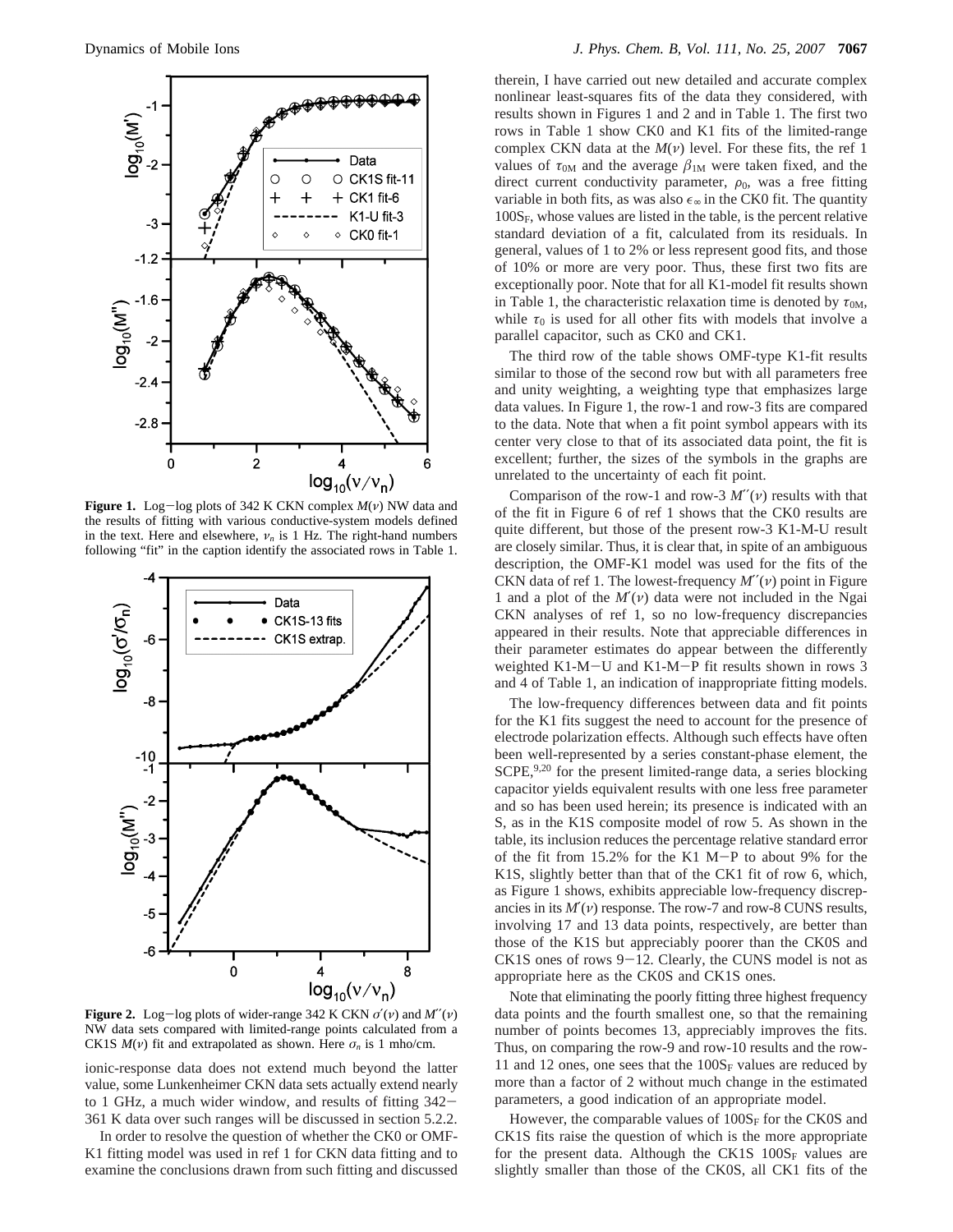**Figure 1.** Log−log plots of 342 K CKN complex $M(\nu)$ NW data and the results of fitting with various conductive-system models defined in the text. Here and elsewhere, $\nu_n$ is 1 Hz. The right-hand numbers following "fit" in the caption identify the associated rows in Table 1.

**Figure 2.** Log−log plots of wider-range 342 K CKN $\sigma'(\nu)$ and $M''(\nu)$ NW data sets compared with limited-range points calculated from a CK1S $M(\nu)$ fit and extrapolated as shown. Here $\sigma_n$ is 1 mho/cm.

ionic-response data does not extend much beyond the latter value, some Lunkenheimer CKN data sets actually extend nearly to 1 GHz, a much wider window, and results of fitting 342−361 K data over such ranges will be discussed in section 5.2.2.

In order to resolve the question of whether the CK0 or OMF-K1 fitting model was used in ref 1 for CKN data fitting and to examine the conclusions drawn from such fitting and discussed therein, I have carried out new detailed and accurate complex nonlinear least-squares fits of the data they considered, with results shown in Figures 1 and 2 and in Table 1. The first two rows in Table 1 show CK0 and K1 fits of the limited-range complex CKN data at the $M(\nu)$ level. For these fits, the ref 1 values of $\tau_{0M}$ and the average $\beta_{1M}$ were taken fixed, and the direct current conductivity parameter, $\rho_0$, was a free fitting variable in both fits, as was also $\epsilon_\infty$ in the CK0 fit. The quantity $100S_F$, whose values are listed in the table, is the percent relative standard deviation of a fit, calculated from its residuals. In general, values of 1 to 2% or less represent good fits, and those of 10% or more are very poor. Thus, these first two fits are exceptionally poor. Note that for all K1-model fit results shown in Table 1, the characteristic relaxation time is denoted by $\tau_{0M}$, while $\tau_0$ is used for all other fits with models that involve a parallel capacitor, such as CK0 and CK1.

The third row of the table shows OMF-type K1-fit results similar to those of the second row but with all parameters free and unity weighting, a weighting type that emphasizes large data values. In Figure 1, the row-1 and row-3 fits are compared to the data. Note that when a fit point symbol appears with its center very close to that of its associated data point, the fit is excellent; further, the sizes of the symbols in the graphs are unrelated to the uncertainty of each fit point.

Comparison of the row-1 and row-3 $M''(\nu)$ results with that of the fit in Figure 6 of ref 1 shows that the CK0 results are quite different, but those of the present row-3 K1-M-U result are closely similar. Thus, it is clear that, in spite of an ambiguous description, the OMF-K1 model was used for the fits of the CKN data of ref 1. The lowest-frequency $M''(\nu)$ point in Figure 1 and a plot of the $M'(\nu)$ data were not included in the Ngai CKN analyses of ref 1, so no low-frequency discrepancies appeared in their results. Note that appreciable differences in their parameter estimates do appear between the differently weighted K1-M−U and K1-M−P fit results shown in rows 3 and 4 of Table 1, an indication of inappropriate fitting models.

The low-frequency differences between data and fit points for the K1 fits suggest the need to account for the presence of electrode polarization effects. Although such effects have often been well-represented by a series constant-phase element, the SCPE,[9,20] for the present limited-range data, a series blocking capacitor yields equivalent results with one less free parameter and so has been used herein; its presence is indicated with an S, as in the K1S composite model of row 5. As shown in the table, its inclusion reduces the percentage relative standard error of the fit from 15.2% for the K1 M−P to about 9% for the K1S, slightly better than that of the CK1 fit of row 6, which, as Figure 1 shows, exhibits appreciable low-frequency discrepancies in its $M'(\nu)$ response. The row-7 and row-8 CUNS results, involving 17 and 13 data points, respectively, are better than those of the K1S but appreciably poorer than the CK0S and CK1S ones of rows 9−12. Clearly, the CUNS model is not as appropriate here as the CK0S and CK1S ones.

Note that eliminating the poorly fitting three highest frequency data points and the fourth smallest one, so that the remaining number of points becomes 13, appreciably improves the fits. Thus, on comparing the row-9 and row-10 results and the row-11 and 12 ones, one sees that the $100S_F$ values are reduced by more than a factor of 2 without much change in the estimated parameters, a good indication of an appropriate model.

However, the comparable values of $100S_F$ for the CK0S and CK1S fits raise the question of which is the more appropriate for the present data. Although the CK1S $100S_F$ values are slightly smaller than those of the CK0S, all CK1 fits of the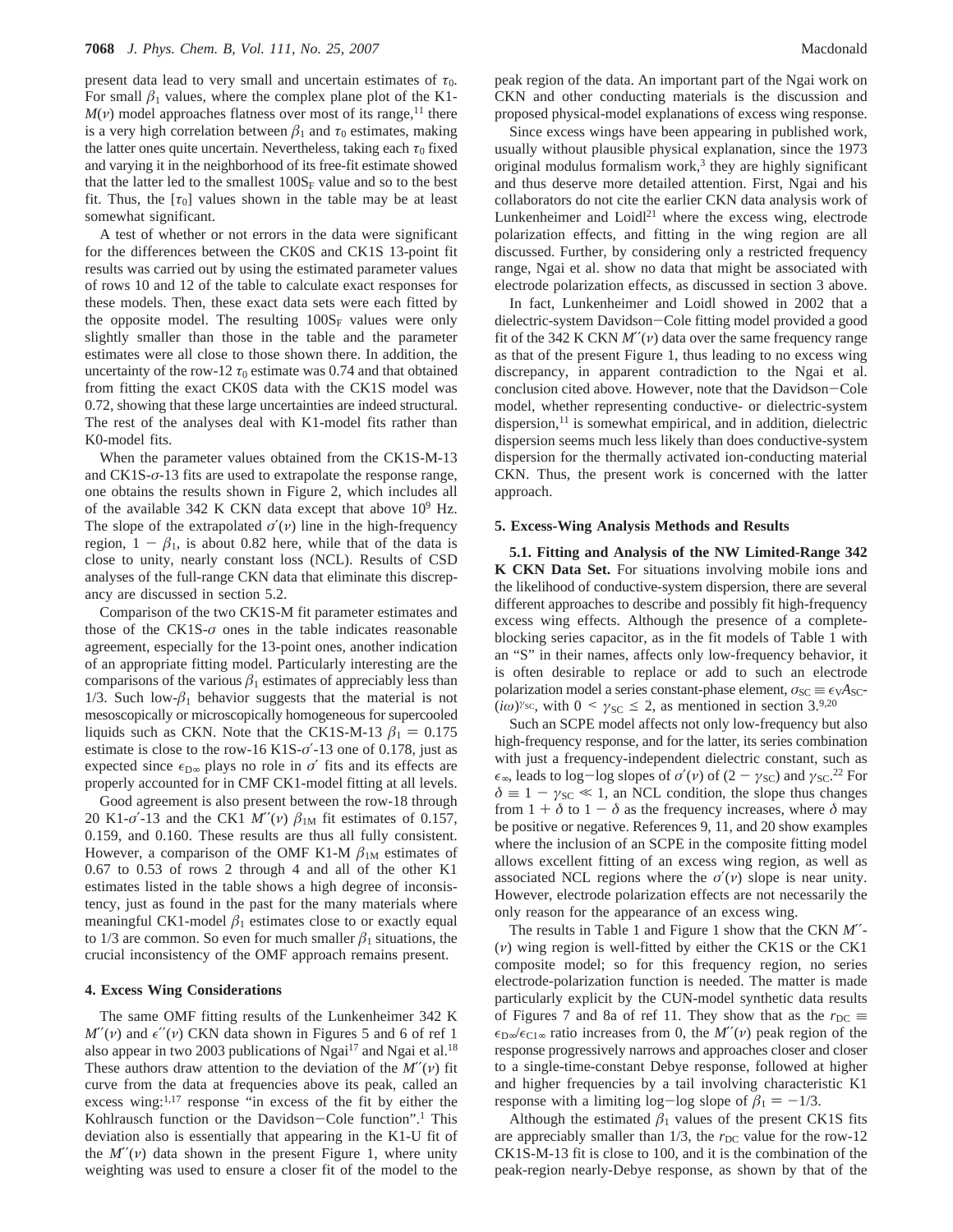present data lead to very small and uncertain estimates of $\tau_0$. For small $\beta_1$ values, where the complex plane plot of the K1-$M(\nu)$ model approaches flatness over most of its range,[11] there is a very high correlation between $\beta_1$ and $\tau_0$ estimates, making the latter ones quite uncertain. Nevertheless, taking each $\tau_0$ fixed and varying it in the neighborhood of its free-fit estimate showed that the latter led to the smallest $100S_F$ value and so to the best fit. Thus, the $[\tau_0]$ values shown in the table may be at least somewhat significant.

A test of whether or not errors in the data were significant for the differences between the CK0S and CK1S 13-point fit results was carried out by using the estimated parameter values of rows 10 and 12 of the table to calculate exact responses for these models. Then, these exact data sets were each fitted by the opposite model. The resulting $100S_F$ values were only slightly smaller than those in the table and the parameter estimates were all close to those shown there. In addition, the uncertainty of the row-12 $\tau_0$ estimate was 0.74 and that obtained from fitting the exact CK0S data with the CK1S model was 0.72, showing that these large uncertainties are indeed structural. The rest of the analyses deal with K1-model fits rather than K0-model fits.

When the parameter values obtained from the CK1S-M-13 and CK1S-$\sigma$-13 fits are used to extrapolate the response range, one obtains the results shown in Figure 2, which includes all of the available 342 K CKN data except that above $10^9$ Hz. The slope of the extrapolated $\sigma'(\nu)$ line in the high-frequency region, $1 - \beta_1$, is about 0.82 here, while that of the data is close to unity, nearly constant loss (NCL). Results of CSD analyses of the full-range CKN data that eliminate this discrepancy are discussed in section 5.2.

Comparison of the two CK1S-M fit parameter estimates and those of the CK1S-$\sigma$ ones in the table indicates reasonable agreement, especially for the 13-point ones, another indication of an appropriate fitting model. Particularly interesting are the comparisons of the various $\beta_1$ estimates of appreciably less than 1/3. Such low-$\beta_1$ behavior suggests that the material is not mesoscopically or microscopically homogeneous for supercooled liquids such as CKN. Note that the CK1S-M-13 $\beta_1 = 0.175$ estimate is close to the row-16 K1S-$\sigma'$-13 one of 0.178, just as expected since $\epsilon_{D\infty}$ plays no role in $\sigma'$ fits and its effects are properly accounted for in CMF CK1-model fitting at all levels.

Good agreement is also present between the row-18 through 20 K1-$\sigma'$-13 and the CK1 $M''(\nu)$ $\beta_{1M}$ fit estimates of 0.157, 0.159, and 0.160. These results are thus all fully consistent. However, a comparison of the OMF K1-M $\beta_{1M}$ estimates of 0.67 to 0.53 of rows 2 through 4 and all of the other K1 estimates listed in the table shows a high degree of inconsistency, just as found in the past for the many materials where meaningful CK1-model $\beta_1$ estimates close to or exactly equal to 1/3 are common. So even for much smaller $\beta_1$ situations, the crucial inconsistency of the OMF approach remains present.

## 4. Excess Wing Considerations

The same OMF fitting results of the Lunkenheimer 342 K $M''(\nu)$ and $\epsilon''(\nu)$ CKN data shown in Figures 5 and 6 of ref 1 also appear in two 2003 publications of Ngai[17] and Ngai et al.[18] These authors draw attention to the deviation of the $M''(\nu)$ fit curve from the data at frequencies above its peak, called an excess wing:[1,17] response "in excess of the fit by either the Kohlrausch function or the Davidson–Cole function".[1] This deviation also is essentially that appearing in the K1-U fit of the $M''(\nu)$ data shown in the present Figure 1, where unity weighting was used to ensure a closer fit of the model to the peak region of the data. An important part of the Ngai work on CKN and other conducting materials is the discussion and proposed physical-model explanations of excess wing response.

Since excess wings have been appearing in published work, usually without plausible physical explanation, since the 1973 original modulus formalism work,[3] they are highly significant and thus deserve more detailed attention. First, Ngai and his collaborators do not cite the earlier CKN data analysis work of Lunkenheimer and Loidl[21] where the excess wing, electrode polarization effects, and fitting in the wing region are all discussed. Further, by considering only a restricted frequency range, Ngai et al. show no data that might be associated with electrode polarization effects, as discussed in section 3 above.

In fact, Lunkenheimer and Loidl showed in 2002 that a dielectric-system Davidson–Cole fitting model provided a good fit of the 342 K CKN $M''(\nu)$ data over the same frequency range as that of the present Figure 1, thus leading to no excess wing discrepancy, in apparent contradiction to the Ngai et al. conclusion cited above. However, note that the Davidson–Cole model, whether representing conductive- or dielectric-system dispersion,[11] is somewhat empirical, and in addition, dielectric dispersion seems much less likely than does conductive-system dispersion for the thermally activated ion-conducting material CKN. Thus, the present work is concerned with the latter approach.

## 5. Excess-Wing Analysis Methods and Results

**5.1. Fitting and Analysis of the NW Limited-Range 342 K CKN Data Set.** For situations involving mobile ions and the likelihood of conductive-system dispersion, there are several different approaches to describe and possibly fit high-frequency excess wing effects. Although the presence of a complete-blocking series capacitor, as in the fit models of Table 1 with an "S" in their names, affects only low-frequency behavior, it is often desirable to replace or add to such an electrode polarization model a series constant-phase element, $\sigma_{SC} \equiv \epsilon_V A_{SC}(i\omega)^{\gamma_{SC}}$, with $0 < \gamma_{SC} \leq 2$, as mentioned in section 3.[9,20]

Such an SCPE model affects not only low-frequency but also high-frequency response, and for the latter, its series combination with just a frequency-independent dielectric constant, such as $\epsilon_\infty$, leads to log–log slopes of $\sigma'(\nu)$ of $(2 - \gamma_{SC})$ and $\gamma_{SC}$.[22] For $\delta \equiv 1 - \gamma_{SC} \ll 1$, an NCL condition, the slope thus changes from $1 + \delta$ to $1 - \delta$ as the frequency increases, where $\delta$ may be positive or negative. References 9, 11, and 20 show examples where the inclusion of an SCPE in the composite fitting model allows excellent fitting of an excess wing region, as well as associated NCL regions where the $\sigma'(\nu)$ slope is near unity. However, electrode polarization effects are not necessarily the only reason for the appearance of an excess wing.

The results in Table 1 and Figure 1 show that the CKN $M''(\nu)$ wing region is well-fitted by either the CK1S or the CK1 composite model; so for this frequency region, no series electrode-polarization function is needed. The matter is made particularly explicit by the CUN-model synthetic data results of Figures 7 and 8a of ref 11. They show that as the $r_{DC} \equiv \epsilon_{D\infty}/\epsilon_{C1\infty}$ ratio increases from 0, the $M''(\nu)$ peak region of the response progressively narrows and approaches closer and closer to a single-time-constant Debye response, followed at higher and higher frequencies by a tail involving characteristic K1 response with a limiting log–log slope of $\beta_1 = -1/3$.

Although the estimated $\beta_1$ values of the present CK1S fits are appreciably smaller than 1/3, the $r_{DC}$ value for the row-12 CK1S-M-13 fit is close to 100, and it is the combination of the peak-region nearly-Debye response, as shown by that of the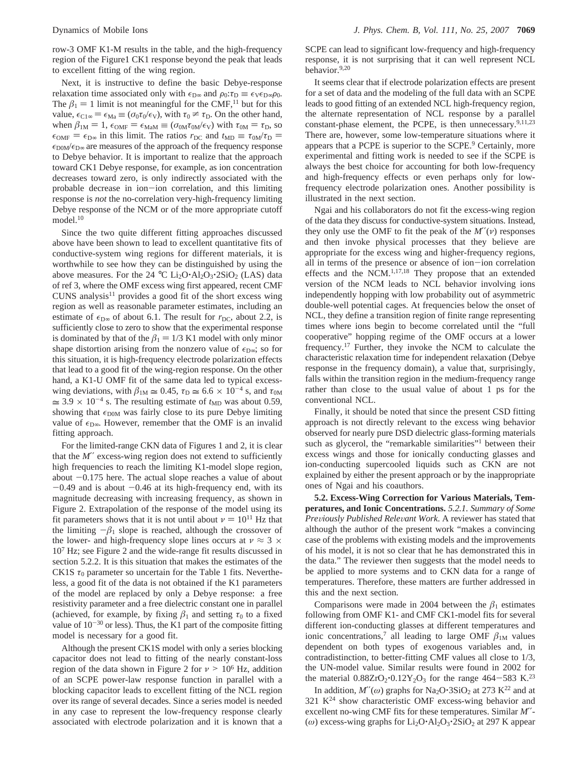row-3 OMF K1-M results in the table, and the high-frequency region of the Figure1 CK1 response beyond the peak that leads to excellent fitting of the wing region.

Next, it is instructive to define the basic Debye-response relaxation time associated only with $\epsilon_{D\infty}$ and $\rho_0$:$\tau_D \equiv \epsilon_V \epsilon_{D\infty} \rho_0$. The $\beta_1 = 1$ limit is not meaningful for the CMF,[11] but for this value, $\epsilon_{C1\infty} = \epsilon_{Ma} \equiv (\sigma_0 \tau_0 / \epsilon_V)$, with $\tau_0 \neq \tau_D$. On the other hand, when $\beta_{1M} = 1$, $\epsilon_{OMF} = \epsilon_{MaM} \equiv (\sigma_{0M} \tau_{0M} / \epsilon_V)$ with $\tau_{0M} = \tau_D$, so $\epsilon_{OMF} = \epsilon_{D\infty}$ in this limit. The ratios $r_{DC}$ and $t_{MD} \equiv \tau_{0M}/\tau_D = \epsilon_{D0M}/\epsilon_{D\infty}$ are measures of the approach of the frequency response to Debye behavior. It is important to realize that the approach toward CK1 Debye response, for example, as ion concentration decreases toward zero, is only indirectly associated with the probable decrease in ion–ion correlation, and this limiting response is *not* the no-correlation very-high-frequency limiting Debye response of the NCM or of the more appropriate cutoff model.[10]

Since the two quite different fitting approaches discussed above have been shown to lead to excellent quantitative fits of conductive-system wing regions for different materials, it is worthwhile to see how they can be distinguished by using the above measures. For the 24 °C $Li_2O \cdot Al_2O_3 \cdot 2SiO_2$ (LAS) data of ref 3, where the OMF excess wing first appeared, recent CMF CUNS analysis[11] provides a good fit of the short excess wing region as well as reasonable parameter estimates, including an estimate of $\epsilon_{D\infty}$ of about 6.1. The result for $r_{DC}$, about 2.2, is sufficiently close to zero to show that the experimental response is dominated by that of the $\beta_1 = 1/3$ K1 model with only minor shape distortion arising from the nonzero value of $\epsilon_{D\infty}$; so for this situation, it is high-frequency electrode polarization effects that lead to a good fit of the wing-region response. On the other hand, a K1-U OMF fit of the same data led to typical excess-wing deviations, with $\beta_{1M} \cong 0.45$, $\tau_D \cong 6.6 \times 10^{-4}$ s, and $\tau_{0M} \cong 3.9 \times 10^{-4}$ s. The resulting estimate of $t_{MD}$ was about 0.59, showing that $\epsilon_{D0M}$ was fairly close to its pure Debye limiting value of $\epsilon_{D\infty}$. However, remember that the OMF is an invalid fitting approach.

For the limited-range CKN data of Figures 1 and 2, it is clear that the $M''$ excess-wing region does not extend to sufficiently high frequencies to reach the limiting K1-model slope region, about $-0.175$ here. The actual slope reaches a value of about $-0.49$ and is about $-0.46$ at its high-frequency end, with its magnitude decreasing with increasing frequency, as shown in Figure 2. Extrapolation of the response of the model using its fit parameters shows that it is not until about $\nu = 10^{11}$ Hz that the limiting $-\beta_1$ slope is reached, although the crossover of the lower- and high-frequency slope lines occurs at $\nu \approx 3 \times 10^7$ Hz; see Figure 2 and the wide-range fit results discussed in section 5.2.2. It is this situation that makes the estimates of the CK1S $\tau_0$ parameter so uncertain for the Table 1 fits. Nevertheless, a good fit of the data is not obtained if the K1 parameters of the model are replaced by only a Debye response: a free resistivity parameter and a free dielectric constant one in parallel (achieved, for example, by fixing $\beta_1$ and setting $\tau_0$ to a fixed value of $10^{-30}$ or less). Thus, the K1 part of the composite fitting model is necessary for a good fit.

Although the present CK1S model with only a series blocking capacitor does not lead to fitting of the nearly constant-loss region of the data shown in Figure 2 for $\nu > 10^6$ Hz, addition of an SCPE power-law response function in parallel with a blocking capacitor leads to excellent fitting of the NCL region over its range of several decades. Since a series model is needed in any case to represent the low-frequency response clearly associated with electrode polarization and it is known that a SCPE can lead to significant low-frequency and high-frequency response, it is not surprising that it can well represent NCL behavior.[9,20]

It seems clear that if electrode polarization effects are present for a set of data and the modeling of the full data with an SCPE leads to good fitting of an extended NCL high-frequency region, the alternate representation of NCL response by a parallel constant-phase element, the PCPE, is then unnecessary.[9,11,23] There are, however, some low-temperature situations where it appears that a PCPE is superior to the SCPE.[9] Certainly, more experimental and fitting work is needed to see if the SCPE is always the best choice for accounting for both low-frequency and high-frequency effects or even perhaps only for low-frequency electrode polarization ones. Another possibility is illustrated in the next section.

Ngai and his collaborators do not fit the excess-wing region of the data they discuss for conductive-system situations. Instead, they only use the OMF to fit the peak of the $M''(\nu)$ responses and then invoke physical processes that they believe are appropriate for the excess wing and higher-frequency regions, all in terms of the presence or absence of ion–ion correlation effects and the NCM.[1,17,18] They propose that an extended version of the NCM leads to NCL behavior involving ions independently hopping with low probability out of asymmetric double-well potential cages. At frequencies below the onset of NCL, they define a transition region of finite range representing times where ions begin to become correlated until the "full cooperative" hopping regime of the OMF occurs at a lower frequency.[17] Further, they invoke the NCM to calculate the characteristic relaxation time for independent relaxation (Debye response in the frequency domain), a value that, surprisingly, falls within the transition region in the medium-frequency range rather than close to the usual value of about 1 ps for the conventional NCL.

Finally, it should be noted that since the present CSD fitting approach is not directly relevant to the excess wing behavior observed for nearly pure DSD dielectric glass-forming materials such as glycerol, the "remarkable similarities"[1] between their excess wings and those for ionically conducting glasses and ion-conducting supercooled liquids such as CKN are not explained by either the present approach or by the inappropriate ones of Ngai and his coauthors.

**5.2. Excess-Wing Correction for Various Materials, Temperatures, and Ionic Concentrations.** *5.2.1. Summary of Some Previously Published Relevant Work.* A reviewer has stated that although the author of the present work "makes a convincing case of the problems with existing models and the improvements of his model, it is not so clear that he has demonstrated this in the data." The reviewer then suggests that the model needs to be applied to more systems and to CKN data for a range of temperatures. Therefore, these matters are further addressed in this and the next section.

Comparisons were made in 2004 between the $\beta_1$ estimates following from OMF K1- and CMF CK1-model fits for several different ion-conducting glasses at different temperatures and ionic concentrations,[7] all leading to large OMF $\beta_{1M}$ values dependent on both types of exogenous variables and, in contradistinction, to better-fitting CMF values all close to 1/3, the UN-model value. Similar results were found in 2002 for the material $0.88ZrO_2 \cdot 0.12Y_2O_3$ for the range 464–583 K.[23]

In addition, $M''(\omega)$ graphs for $Na_2O \cdot 3SiO_2$ at 273 K[22] and at 321 K[24] show characteristic OMF excess-wing behavior and excellent no-wing CMF fits for these temperatures. Similar $M''(\omega)$ excess-wing graphs for $Li_2O \cdot Al_2O_3 \cdot 2SiO_2$ at 297 K appear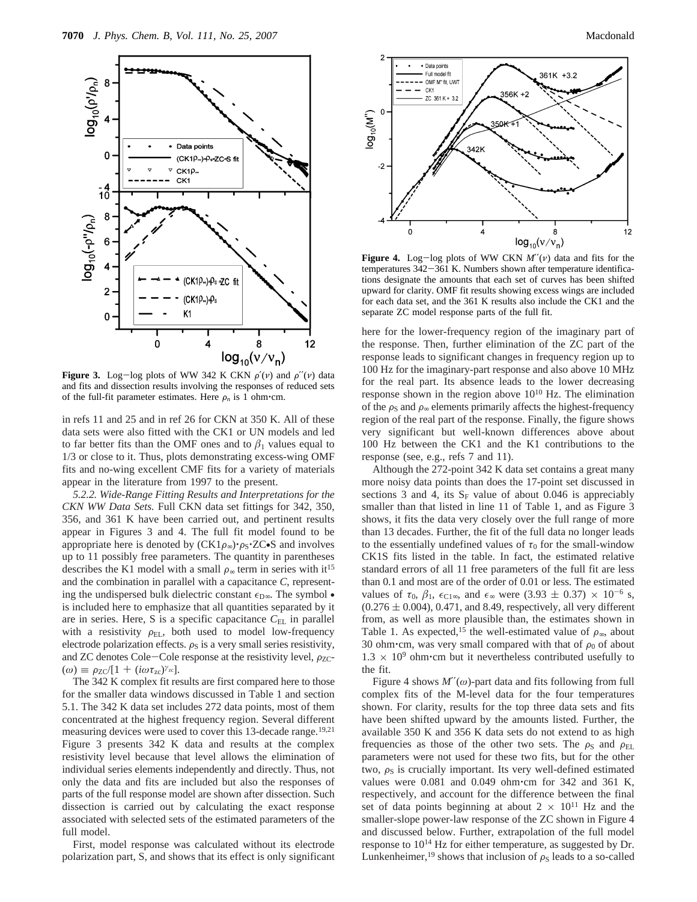**Figure 3.** Log–log plots of WW 342 K CKN $\rho'(\nu)$ and $\rho''(\nu)$ data and fits and dissection results involving the responses of reduced sets of the full-fit parameter estimates. Here $\rho_n$ is 1 ohm·cm.

in refs 11 and 25 and in ref 26 for CKN at 350 K. All of these data sets were also fitted with the CK1 or UN models and led to far better fits than the OMF ones and to $\beta_1$ values equal to 1/3 or close to it. Thus, plots demonstrating excess-wing OMF fits and no-wing excellent CMF fits for a variety of materials appear in the literature from 1997 to the present.

*5.2.2. Wide-Range Fitting Results and Interpretations for the CKN WW Data Sets.* Full CKN data set fittings for 342, 350, 356, and 361 K have been carried out, and pertinent results appear in Figures 3 and 4. The full fit model found to be appropriate here is denoted by $(CK1\rho_\infty)\bullet\rho_S\bullet ZC\bullet S$ and involves up to 11 possibly free parameters. The quantity in parentheses describes the K1 model with a small $\rho_\infty$ term in series with it[15] and the combination in parallel with a capacitance $C$, representing the undispersed bulk dielectric constant $\epsilon_{D\infty}$. The symbol • is included here to emphasize that all quantities separated by it are in series. Here, S is a specific capacitance $C_{EL}$ in parallel with a resistivity $\rho_{EL}$, both used to model low-frequency electrode polarization effects. $\rho_S$ is a very small series resistivity, and ZC denotes Cole–Cole response at the resistivity level, $\rho_{ZC}(\omega) \equiv \rho_{ZC}/[1 + (i\omega\tau_{zc})^{\gamma_{zc}}]$.

The 342 K complex fit results are first compared here to those for the smaller data windows discussed in Table 1 and section 5.1. The 342 K data set includes 272 data points, most of them concentrated at the highest frequency region. Several different measuring devices were used to cover this 13-decade range.[19,21] Figure 3 presents 342 K data and results at the complex resistivity level because that level allows the elimination of individual series elements independently and directly. Thus, not only the data and fits are included but also the responses of parts of the full response model are shown after dissection. Such dissection is carried out by calculating the exact response associated with selected sets of the estimated parameters of the full model.

First, model response was calculated without its electrode polarization part, S, and shows that its effect is only significant here for the lower-frequency region of the imaginary part of the response. Then, further elimination of the ZC part of the response leads to significant changes in frequency region up to 100 Hz for the imaginary-part response and also above 10 MHz for the real part. Its absence leads to the lower decreasing response shown in the region above $10^{10}$ Hz. The elimination of the $\rho_S$ and $\rho_\infty$ elements primarily affects the highest-frequency region of the real part of the response. Finally, the figure shows very significant but well-known differences above about 100 Hz between the CK1 and the K1 contributions to the response (see, e.g., refs 7 and 11).

Although the 272-point 342 K data set contains a great many more noisy data points than does the 17-point set discussed in sections 3 and 4, its $S_F$ value of about 0.046 is appreciably smaller than that listed in line 11 of Table 1, and as Figure 3 shows, it fits the data very closely over the full range of more than 13 decades. Further, the fit of the full data no longer leads to the essentially undefined values of $\tau_0$ for the small-window CK1S fits listed in the table. In fact, the estimated relative standard errors of all 11 free parameters of the full fit are less than 0.1 and most are of the order of 0.01 or less. The estimated values of $\tau_0$, $\beta_1$, $\epsilon_{C1\infty}$, and $\epsilon_\infty$ were $(3.93 \pm 0.37) \times 10^{-6}$ s, $(0.276 \pm 0.004)$, 0.471, and 8.49, respectively, all very different from, as well as more plausible than, the estimates shown in Table 1. As expected,[15] the well-estimated value of $\rho_\infty$, about 30 ohm·cm, was very small compared with that of $\rho_0$ of about $1.3 \times 10^9$ ohm·cm but it nevertheless contributed usefully to the fit.

**Figure 4.** Log–log plots of WW CKN $M''(\nu)$ data and fits for the temperatures 342–361 K. Numbers shown after temperature identifications designate the amounts that each set of curves has been shifted upward for clarity. OMF fit results showing excess wings are included for each data set, and the 361 K results also include the CK1 and the separate ZC model response parts of the full fit.

Figure 4 shows $M''(\omega)$-part data and fits following from full complex fits of the M-level data for the four temperatures shown. For clarity, results for the top three data sets and fits have been shifted upward by the amounts listed. Further, the available 350 K and 356 K data sets do not extend to as high frequencies as those of the other two sets. The $\rho_S$ and $\rho_{EL}$ parameters were not used for these two fits, but for the other two, $\rho_S$ is crucially important. Its very well-defined estimated values were 0.081 and 0.049 ohm·cm for 342 and 361 K, respectively, and account for the difference between the final set of data points beginning at about $2 \times 10^{11}$ Hz and the smaller-slope power-law response of the ZC shown in Figure 4 and discussed below. Further, extrapolation of the full model response to $10^{14}$ Hz for either temperature, as suggested by Dr. Lunkenheimer,[19] shows that inclusion of $\rho_S$ leads to a so-called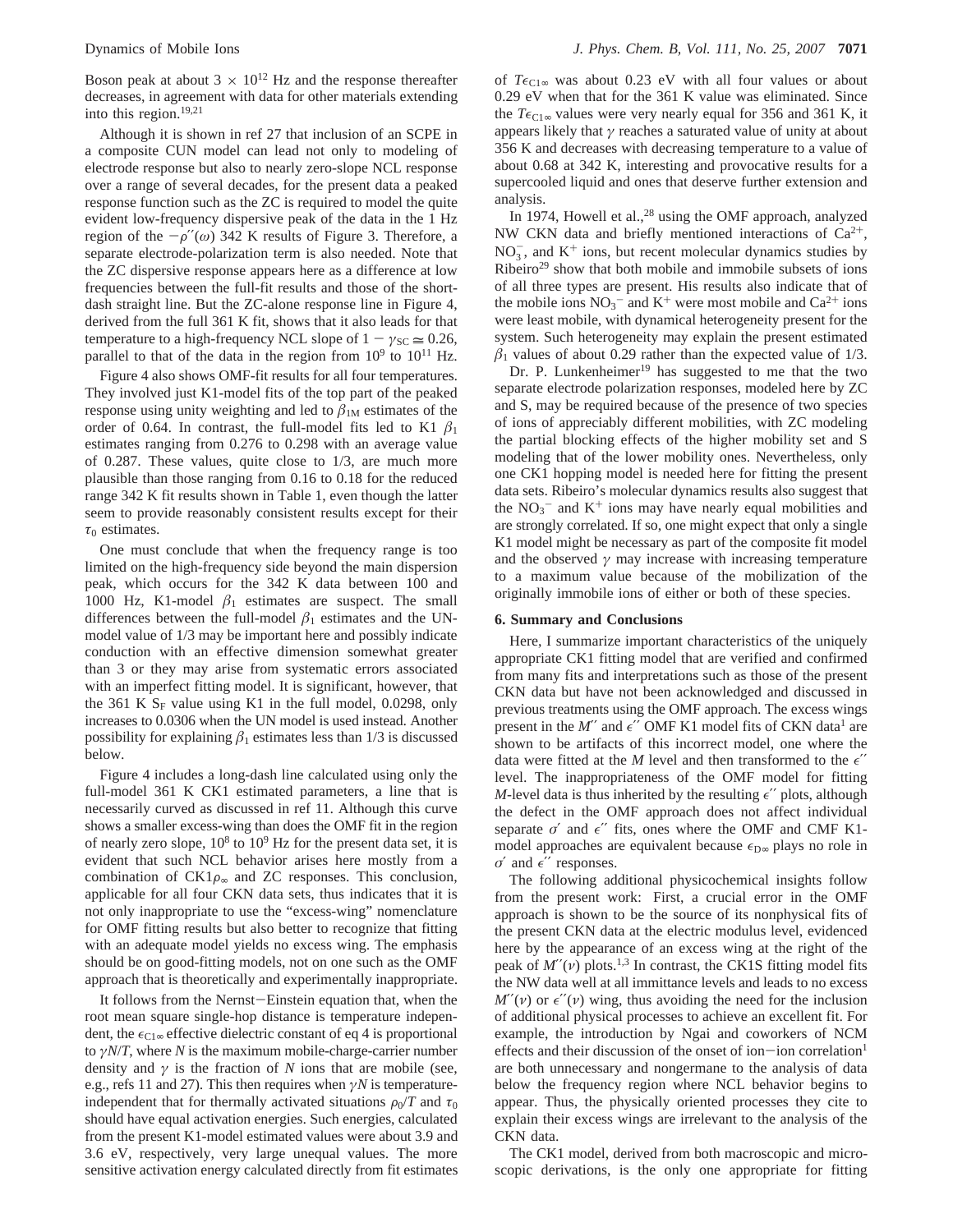Boson peak at about $3 \times 10^{12}$ Hz and the response thereafter decreases, in agreement with data for other materials extending into this region.[19,21]

Although it is shown in ref 27 that inclusion of an SCPE in a composite CUN model can lead not only to modeling of electrode response but also to nearly zero-slope NCL response over a range of several decades, for the present data a peaked response function such as the ZC is required to model the quite evident low-frequency dispersive peak of the data in the 1 Hz region of the $-\rho''(\omega)$ 342 K results of Figure 3. Therefore, a separate electrode-polarization term is also needed. Note that the ZC dispersive response appears here as a difference at low frequencies between the full-fit results and those of the short-dash straight line. But the ZC-alone response line in Figure 4, derived from the full 361 K fit, shows that it also leads for that temperature to a high-frequency NCL slope of $1 - \gamma_{SC} \cong 0.26$, parallel to that of the data in the region from $10^9$ to $10^{11}$ Hz.

Figure 4 also shows OMF-fit results for all four temperatures. They involved just K1-model fits of the top part of the peaked response using unity weighting and led to $\beta_{1M}$ estimates of the order of 0.64. In contrast, the full-model fits led to K1 $\beta_1$ estimates ranging from 0.276 to 0.298 with an average value of 0.287. These values, quite close to 1/3, are much more plausible than those ranging from 0.16 to 0.18 for the reduced range 342 K fit results shown in Table 1, even though the latter seem to provide reasonably consistent results except for their $\tau_0$ estimates.

One must conclude that when the frequency range is too limited on the high-frequency side beyond the main dispersion peak, which occurs for the 342 K data between 100 and 1000 Hz, K1-model $\beta_1$ estimates are suspect. The small differences between the full-model $\beta_1$ estimates and the UN-model value of 1/3 may be important here and possibly indicate conduction with an effective dimension somewhat greater than 3 or they may arise from systematic errors associated with an imperfect fitting model. It is significant, however, that the 361 K $S_F$ value using K1 in the full model, 0.0298, only increases to 0.0306 when the UN model is used instead. Another possibility for explaining $\beta_1$ estimates less than 1/3 is discussed below.

Figure 4 includes a long-dash line calculated using only the full-model 361 K CK1 estimated parameters, a line that is necessarily curved as discussed in ref 11. Although this curve shows a smaller excess-wing than does the OMF fit in the region of nearly zero slope, $10^8$ to $10^9$ Hz for the present data set, it is evident that such NCL behavior arises here mostly from a combination of CK1$\rho_\infty$ and ZC responses. This conclusion, applicable for all four CKN data sets, thus indicates that it is not only inappropriate to use the "excess-wing" nomenclature for OMF fitting results but also better to recognize that fitting with an adequate model yields no excess wing. The emphasis should be on good-fitting models, not on one such as the OMF approach that is theoretically and experimentally inappropriate.

It follows from the Nernst−Einstein equation that, when the root mean square single-hop distance is temperature independent, the $\epsilon_{C1\infty}$ effective dielectric constant of eq 4 is proportional to $\gamma N/T$, where $N$ is the maximum mobile-charge-carrier number density and $\gamma$ is the fraction of $N$ ions that are mobile (see, e.g., refs 11 and 27). This then requires when $\gamma N$ is temperature-independent that for thermally activated situations $\rho_0/T$ and $\tau_0$ should have equal activation energies. Such energies, calculated from the present K1-model estimated values were about 3.9 and 3.6 eV, respectively, very large unequal values. The more sensitive activation energy calculated directly from fit estimates of $T\epsilon_{C1\infty}$ was about 0.23 eV with all four values or about 0.29 eV when that for the 361 K value was eliminated. Since the $T\epsilon_{C1\infty}$ values were very nearly equal for 356 and 361 K, it appears likely that $\gamma$ reaches a saturated value of unity at about 356 K and decreases with decreasing temperature to a value of about 0.68 at 342 K, interesting and provocative results for a supercooled liquid and ones that deserve further extension and analysis.

In 1974, Howell et al.,[28] using the OMF approach, analyzed NW CKN data and briefly mentioned interactions of $Ca^{2+}$, $NO_3^-$, and $K^+$ ions, but recent molecular dynamics studies by Ribeiro[29] show that both mobile and immobile subsets of ions of all three types are present. His results also indicate that of the mobile ions $NO_3^-$ and $K^+$ were most mobile and $Ca^{2+}$ ions were least mobile, with dynamical heterogeneity present for the system. Such heterogeneity may explain the present estimated $\beta_1$ values of about 0.29 rather than the expected value of 1/3.

Dr. P. Lunkenheimer[19] has suggested to me that the two separate electrode polarization responses, modeled here by ZC and S, may be required because of the presence of two species of ions of appreciably different mobilities, with ZC modeling the partial blocking effects of the higher mobility set and S modeling that of the lower mobility ones. Nevertheless, only one CK1 hopping model is needed here for fitting the present data sets. Ribeiro's molecular dynamics results also suggest that the $NO_3^-$ and $K^+$ ions may have nearly equal mobilities and are strongly correlated. If so, one might expect that only a single K1 model might be necessary as part of the composite fit model and the observed $\gamma$ may increase with increasing temperature to a maximum value because of the mobilization of the originally immobile ions of either or both of these species.

## 6. Summary and Conclusions

Here, I summarize important characteristics of the uniquely appropriate CK1 fitting model that are verified and confirmed from many fits and interpretations such as those of the present CKN data but have not been acknowledged and discussed in previous treatments using the OMF approach. The excess wings present in the $M''$ and $\epsilon''$ OMF K1 model fits of CKN data[1] are shown to be artifacts of this incorrect model, one where the data were fitted at the $M$ level and then transformed to the $\epsilon''$ level. The inappropriateness of the OMF model for fitting $M$-level data is thus inherited by the resulting $\epsilon''$ plots, although the defect in the OMF approach does not affect individual separate $\sigma'$ and $\epsilon''$ fits, ones where the OMF and CMF K1-model approaches are equivalent because $\epsilon_{D\infty}$ plays no role in $\sigma'$ and $\epsilon''$ responses.

The following additional physicochemical insights follow from the present work: First, a crucial error in the OMF approach is shown to be the source of its nonphysical fits of the present CKN data at the electric modulus level, evidenced here by the appearance of an excess wing at the right of the peak of $M''(\nu)$ plots.[1,3] In contrast, the CK1S fitting model fits the NW data well at all immittance levels and leads to no excess $M''(\nu)$ or $\epsilon''(\nu)$ wing, thus avoiding the need for the inclusion of additional physical processes to achieve an excellent fit. For example, the introduction by Ngai and coworkers of NCM effects and their discussion of the onset of ion−ion correlation[1] are both unnecessary and nongermane to the analysis of data below the frequency region where NCL behavior begins to appear. Thus, the physically oriented processes they cite to explain their excess wings are irrelevant to the analysis of the CKN data.

The CK1 model, derived from both macroscopic and microscopic derivations, is the only one appropriate for fitting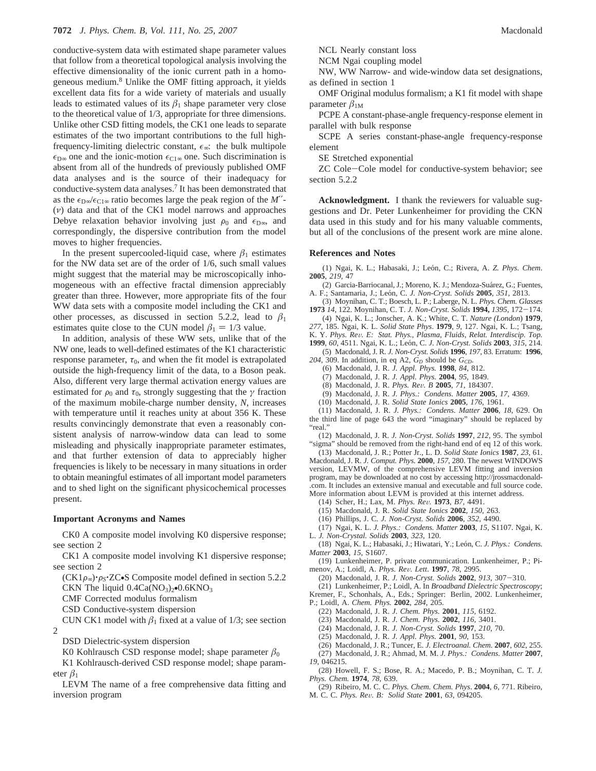conductive-system data with estimated shape parameter values that follow from a theoretical topological analysis involving the effective dimensionality of the ionic current path in a homogeneous medium.[8] Unlike the OMF fitting approach, it yields excellent data fits for a wide variety of materials and usually leads to estimated values of its $\beta_1$ shape parameter very close to the theoretical value of 1/3, appropriate for three dimensions. Unlike other CSD fitting models, the CK1 one leads to separate estimates of the two important contributions to the full high-frequency-limiting dielectric constant, $\epsilon_\infty$: the bulk multipole $\epsilon_{D\infty}$ one and the ionic-motion $\epsilon_{C1\infty}$ one. Such discrimination is absent from all of the hundreds of previously published OMF data analyses and is the source of their inadequacy for conductive-system data analyses.[7] It has been demonstrated that as the $\epsilon_{D\infty}/\epsilon_{C1\infty}$ ratio becomes large the peak region of the $M''(\nu)$ data and that of the CK1 model narrows and approaches Debye relaxation behavior involving just $\rho_0$ and $\epsilon_{D\infty}$, and correspondingly, the dispersive contribution from the model moves to higher frequencies.

In the present supercooled-liquid case, where $\beta_1$ estimates for the NW data set are of the order of 1/6, such small values might suggest that the material may be microscopically inhomogeneous with an effective fractal dimension appreciably greater than three. However, more appropriate fits of the four WW data sets with a composite model including the CK1 and other processes, as discussed in section 5.2.2, lead to $\beta_1$ estimates quite close to the CUN model $\beta_1 = 1/3$ value.

In addition, analysis of these WW sets, unlike that of the NW one, leads to well-defined estimates of the K1 characteristic response parameter, $\tau_0$, and when the fit model is extrapolated outside the high-frequency limit of the data, to a Boson peak. Also, different very large thermal activation energy values are estimated for $\rho_0$ and $\tau_0$, strongly suggesting that the $\gamma$ fraction of the maximum mobile-charge number density, $N$, increases with temperature until it reaches unity at about 356 K. These results convincingly demonstrate that even a reasonably consistent analysis of narrow-window data can lead to some misleading and physically inappropriate parameter estimates, and that further extension of data to appreciably higher frequencies is likely to be necessary in many situations in order to obtain meaningful estimates of all important model parameters and to shed light on the significant physicochemical processes present.

### Important Acronyms and Names

CK0 A composite model involving K0 dispersive response; see section 2

CK1 A composite model involving K1 dispersive response; see section 2

$(\text{CK1}\rho_\infty)\cdot\rho_S\cdot\text{ZC}\bullet\text{S}$ Composite model defined in section 5.2.2

CKN The liquid $0.4\text{Ca(NO}_3)_2\bullet0.6\text{KNO}_3$

CMF Corrected modulus formalism

CSD Conductive-system dispersion

CUN CK1 model with $\beta_1$ fixed at a value of 1/3; see section 2

DSD Dielectric-system dispersion

K0 Kohlrausch CSD response model; shape parameter $\beta_0$

K1 Kohlrausch-derived CSD response model; shape parameter $\beta_1$

LEVM The name of a free comprehensive data fitting and inversion program

NCL Nearly constant loss

NCM Ngai coupling model

NW, WW Narrow- and wide-window data set designations, as defined in section 1

OMF Original modulus formalism; a K1 fit model with shape parameter $\beta_{1M}$

PCPE A constant-phase-angle frequency-response element in parallel with bulk response

SCPE A series constant-phase-angle frequency-response element

SE Stretched exponential

ZC Cole−Cole model for conductive-system behavior; see section 5.2.2

**Acknowledgment.** I thank the reviewers for valuable suggestions and Dr. Peter Lunkenheimer for providing the CKN data used in this study and for his many valuable comments, but all of the conclusions of the present work are mine alone.

### References and Notes

(1) Ngai, K. L.; Habasaki, J.; León, C.; Rivera, A. *Z. Phys. Chem*. **2005**, *219*, 47

(2) Garcia-Barriocanal, J.; Moreno, K. J.; Mendoza-Suárez, G.; Fuentes, A. F.; Santamaria, J.; León, C. *J. Non-Cryst. Solids* **2005**, *351*, 2813.

(3) Moynihan, C. T.; Boesch, L. P.; Laberge, N. L. *Phys. Chem. Glasses* **1973** *14*, 122. Moynihan, C. T. *J. Non-Cryst. Solids* **1994,** *1395*, 172−174.

(4) Ngai, K. L.; Jonscher, A. K.; White, C. T. *Nature (London)* **1979**, *277*, 185. Ngai, K. L. *Solid State Phys*. **1979**, *9*, 127. Ngai, K. L.; Tsang, K. Y. *Phys. Rev. E: Stat. Phys., Plasma, Fluids, Relat. Interdiscip. Top.* **1999**, *60*, 4511. Ngai, K. L.; León, C. *J. Non-Cryst. Solids* **2003**, *315*, 214.

(5) Macdonald, J. R. *J. Non-Cryst. Solids* **1996**, *197*, 83. Erratum: **1996**, *204*, 309. In addition, in eq A2, $G_D$ should be $G_{CD}$.

(6) Macdonald, J. R. *J. Appl. Phys.* **1998**, *84*, 812.

(7) Macdonald, J. R. *J. Appl. Phys.* **2004**, *95*, 1849.

(8) Macdonald, J. R. *Phys. Rev. B* **2005**, *71*, 184307.

(9) Macdonald, J. R. *J. Phys.: Condens. Matter* **2005**, *17*, 4369.

(10) Macdonald, J. R. *Solid State Ionics* **2005**, *176*, 1961.

(11) Macdonald, J. R. *J. Phys.: Condens. Matter* **2006**, *18*, 629. On the third line of page 643 the word "imaginary" should be replaced by "real."

(12) Macdonald, J. R. *J. Non-Cryst. Solids* **1997**, *212*, 95. The symbol "sigma" should be removed from the right-hand end of eq 12 of this work.

(13) Macdonald, J. R.; Potter Jr., L. D. *Solid State Ionics* **1987**, *23*, 61. Macdonald, J. R. *J. Comput. Phys.* **2000**, *157*, 280. The newest WINDOWS version, LEVMW, of the comprehensive LEVM fitting and inversion program, may be downloaded at no cost by accessing http://jrossmacdonald-.com. It includes an extensive manual and executable and full source code. More information about LEVM is provided at this internet address.

(14) Scher, H.; Lax, M. *Phys. Rev.* **1973**, *B7*, 4491.

(15) Macdonald, J. R. *Solid State Ionics* **2002**, *150*, 263.

(16) Phillips, J. C. *J. Non-Cryst. Solids* **2006**, *352*, 4490.

(17) Ngai, K. L. *J. Phys.: Condens. Matter* **2003**, *15*, S1107. Ngai, K. L. *J. Non-Crystal. Solids* **2003**, *323*, 120.

(18) Ngai, K. L.; Habasaki, J.; Hiwatari, Y.; León, C. *J. Phys.: Condens. Matter* **2003**, *15*, S1607.

(19) Lunkenheimer, P. private communication. Lunkenheimer, P.; Pimenov, A.; Loidl, A. *Phys. Rev. Lett*. **1997**, *78*, 2995.

(20) Macdonald, J. R. *J. Non-Cryst. Solids* **2002**, *913*, 307−310.

(21) Lunkenheimer, P.; Loidl, A. In *Broadband Dielectric Spectroscopy*; Kremer, F., Schonhals, A., Eds.; Springer: Berlin, 2002. Lunkenheimer, P.; Loidl, A. *Chem. Phys.* **2002**, *284*, 205.

(22) Macdonald, J. R. *J. Chem. Phys.* **2001**, *115*, 6192.

(23) Macdonald, J. R. *J. Chem. Phys.* **2002**, *116*, 3401.

(24) Macdonald, J. R. *J. Non-Cryst. Solids* **1997**, *210*, 70.

(25) Macdonald, J. R. *J. Appl. Phys.* **2001**, *90*, 153.

(26) Macdonald, J. R.; Tuncer, E. *J. Electroanal. Chem.* **2007**, *602*, 255.

(27) Macdonald, J. R.; Ahmad, M. M. *J. Phys.: Condens. Matter* **2007**, *19*, 046215.

(28) Howell, F. S.; Bose, R. A.; Macedo, P. B.; Moynihan, C. T. *J. Phys. Chem.* **1974**, *78*, 639.

(29) Ribeiro, M. C. C. *Phys. Chem. Chem. Phys*. **2004**, *6*, 771. Ribeiro, M. C. C. *Phys. Rev. B: Solid State* **2001**, *63*, 094205.